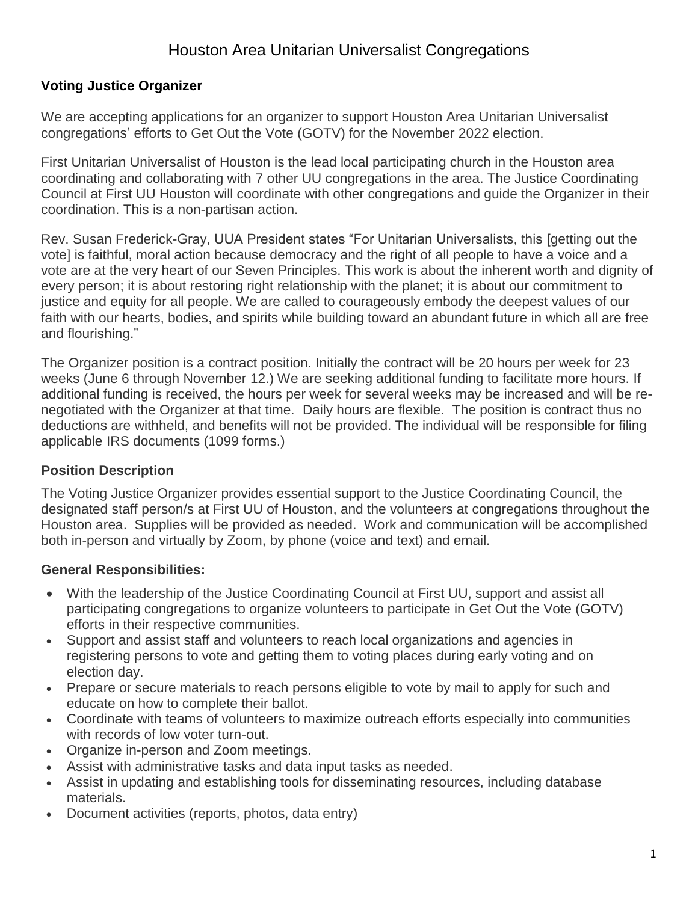# Houston Area Unitarian Universalist Congregations

**Voting Justice Organizer**

We are accepting applications for an organizer to support Houston Area Unitarian Universalist congregations' efforts to Get Out the Vote (GOTV) for the November 2022 election.

First Unitarian Universalist of Houston is the lead local participating church in the Houston area coordinating and collaborating with 7 other UU congregations in the area. The Justice Coordinating Council at First UU Houston will coordinate with other congregations and guide the Organizer in their coordination. This is a non-partisan action.

Rev. Susan Frederick-Gray, UUA President states "For Unitarian Universalists, this [getting out the vote] is faithful, moral action because democracy and the right of all people to have a voice and a vote are at the very heart of our Seven Principles. This work is about the inherent worth and dignity of every person; it is about restoring right relationship with the planet; it is about our commitment to justice and equity for all people. We are called to courageously embody the deepest values of our faith with our hearts, bodies, and spirits while building toward an abundant future in which all are free and flourishing."

The Organizer position is a contract position. Initially the contract will be 20 hours per week for 23 weeks (June 6 through November 12.) We are seeking additional funding to facilitate more hours. If additional funding is received, the hours per week for several weeks may be increased and will be re-negotiated with the Organizer at that time. Daily hours are flexible. The position is contract thus no deductions are withheld, and benefits will not be provided. The individual will be responsible for filing applicable IRS documents (1099 forms.)

## Position Description

The Voting Justice Organizer provides essential support to the Justice Coordinating Council, the designated staff person/s at First UU of Houston, and the volunteers at congregations throughout the Houston area. Supplies will be provided as needed. Work and communication will be accomplished both in-person and virtually by Zoom, by phone (voice and text) and email.

## General Responsibilities:

- With the leadership of the Justice Coordinating Council at First UU, support and assist all participating congregations to organize volunteers to participate in Get Out the Vote (GOTV) efforts in their respective communities.
- Support and assist staff and volunteers to reach local organizations and agencies in registering persons to vote and getting them to voting places during early voting and on election day.
- Prepare or secure materials to reach persons eligible to vote by mail to apply for such and educate on how to complete their ballot.
- Coordinate with teams of volunteers to maximize outreach efforts especially into communities with records of low voter turn-out.
- Organize in-person and Zoom meetings.
- Assist with administrative tasks and data input tasks as needed.
- Assist in updating and establishing tools for disseminating resources, including database materials.
- Document activities (reports, photos, data entry)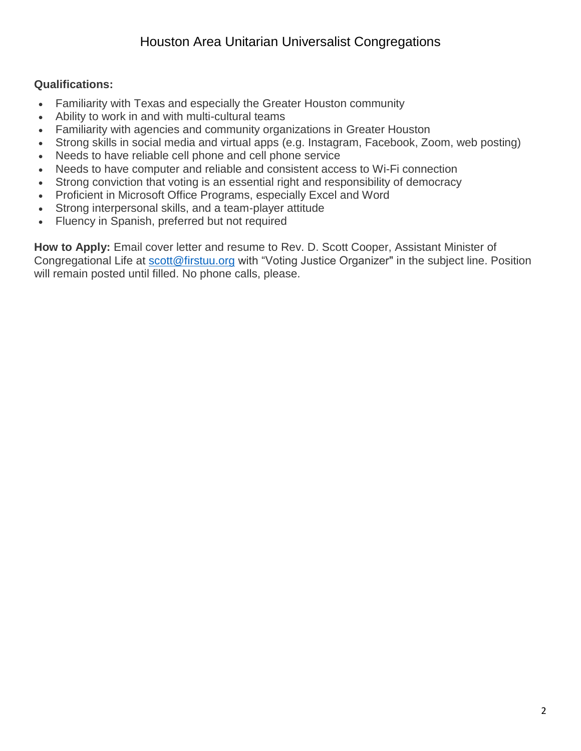**Qualifications:**

- Familiarity with Texas and especially the Greater Houston community
- Ability to work in and with multi-cultural teams
- Familiarity with agencies and community organizations in Greater Houston
- Strong skills in social media and virtual apps (e.g. Instagram, Facebook, Zoom, web posting)
- Needs to have reliable cell phone and cell phone service
- Needs to have computer and reliable and consistent access to Wi-Fi connection
- Strong conviction that voting is an essential right and responsibility of democracy
- Proficient in Microsoft Office Programs, especially Excel and Word
- Strong interpersonal skills, and a team-player attitude
- Fluency in Spanish, preferred but not required

**How to Apply:** Email cover letter and resume to Rev. D. Scott Cooper, Assistant Minister of Congregational Life at scott@firstuu.org with “Voting Justice Organizer" in the subject line. Position will remain posted until filled. No phone calls, please.